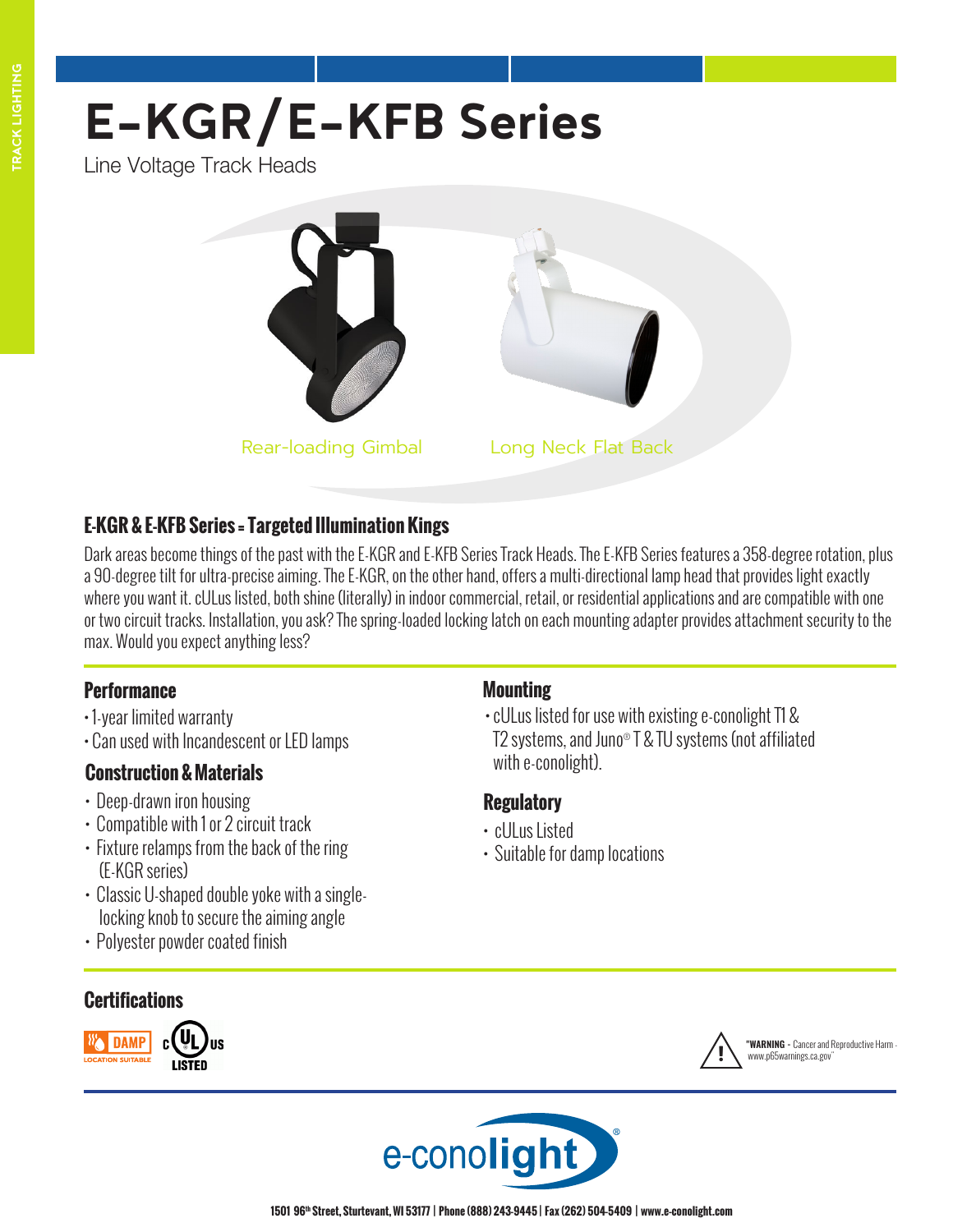# E-KGR/E-KFB Series

Line Voltage Track Heads

Rear-loading Gimbal

Long Neck Flat Back

## E-KGR & E-KFB Series = Targeted Illumination Kings

Dark areas become things of the past with the E-KGR and E-KFB Series Track Heads. The E-KFB Series features a 358-degree rotation, plus a 90-degree tilt for ultra-precise aiming. The E-KGR, on the other hand, offers a multi-directional lamp head that provides light exactly where you want it. cULus listed, both shine (literally) in indoor commercial, retail, or residential applications and are compatible with one or two circuit tracks. Installation, you ask? The spring-loaded locking latch on each mounting adapter provides attachment security to the max. Would you expect anything less?

### Performance

- 1-year limited warranty
- Can used with Incandescent or LED lamps

### Construction & Materials

- Deep-drawn iron housing
- Compatible with 1 or 2 circuit track
- Fixture relamps from the back of the ring (E-KGR series)
- Classic U-shaped double yoke with a single-locking knob to secure the aiming angle
- Polyester powder coated finish

### Mounting

- cULus listed for use with existing e-conolight T1 & T2 systems, and Juno® T & TU systems (not affiliated with e-conolight).

### Regulatory

- cULus Listed
- Suitable for damp locations

### Certifications

DAMP LOCATION SUITABLE

c UL us LISTED

"**WARNING** - Cancer and Reproductive Harm - www.p65warnings.ca.gov"

e-conolight®

1501 96th Street, Sturtevant, WI 53177 | Phone (888) 243-9445 | Fax (262) 504-5409 | www.e-conolight.com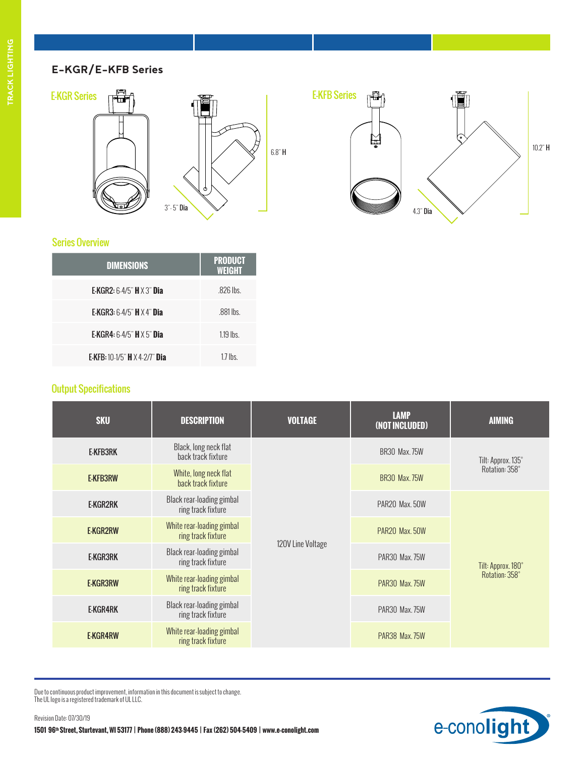## E-KGR/E-KFB Series

E-KGR Series

3"- 5" **Dia**

6.8" **H**

E-KFB Series

4.3" **Dia**

10.2" **H**

### Series Overview

| DIMENSIONS | PRODUCT WEIGHT |
|---|---|
| E-KGR2: 6-4/5" **H** X 3" **Dia** | .826 lbs. |
| E-KGR3: 6-4/5" **H** X 4" **Dia** | .881 lbs. |
| E-KGR4: 6-4/5" **H** X 5" **Dia** | 1.19 lbs. |
| E-KFB: 10-1/5" **H** X 4-2/7" **Dia** | 1.7 lbs. |

### Output Specifications

| SKU | DESCRIPTION | VOLTAGE | LAMP (NOT INCLUDED) | AIMING |
|---|---|---|---|---|
| E-KFB3RK | Black, long neck flat back track fixture | 120V Line Voltage | BR30 Max. 75W | Tilt: Approx. 135° Rotation: 358° |
| E-KFB3RW | White, long neck flat back track fixture | | BR30 Max. 75W | |
| E-KGR2RK | Black rear-loading gimbal ring track fixture | | PAR20 Max. 50W | Tilt: Approx. 180° Rotation: 358° |
| E-KGR2RW | White rear-loading gimbal ring track fixture | | PAR20 Max. 50W | |
| E-KGR3RK | Black rear-loading gimbal ring track fixture | | PAR30 Max. 75W | |
| E-KGR3RW | White rear-loading gimbal ring track fixture | | PAR30 Max. 75W | |
| E-KGR4RK | Black rear-loading gimbal ring track fixture | | PAR30 Max. 75W | |
| E-KGR4RW | White rear-loading gimbal ring track fixture | | PAR38 Max. 75W | |

Due to continuous product improvement, information in this document is subject to change.
The UL logo is a registered trademark of UL LLC.

Revision Date: 07/30/19

**1501 96th Street, Sturtevant, WI 53177 | Phone (888) 243-9445 | Fax (262) 504-5409 | www.e-conolight.com**